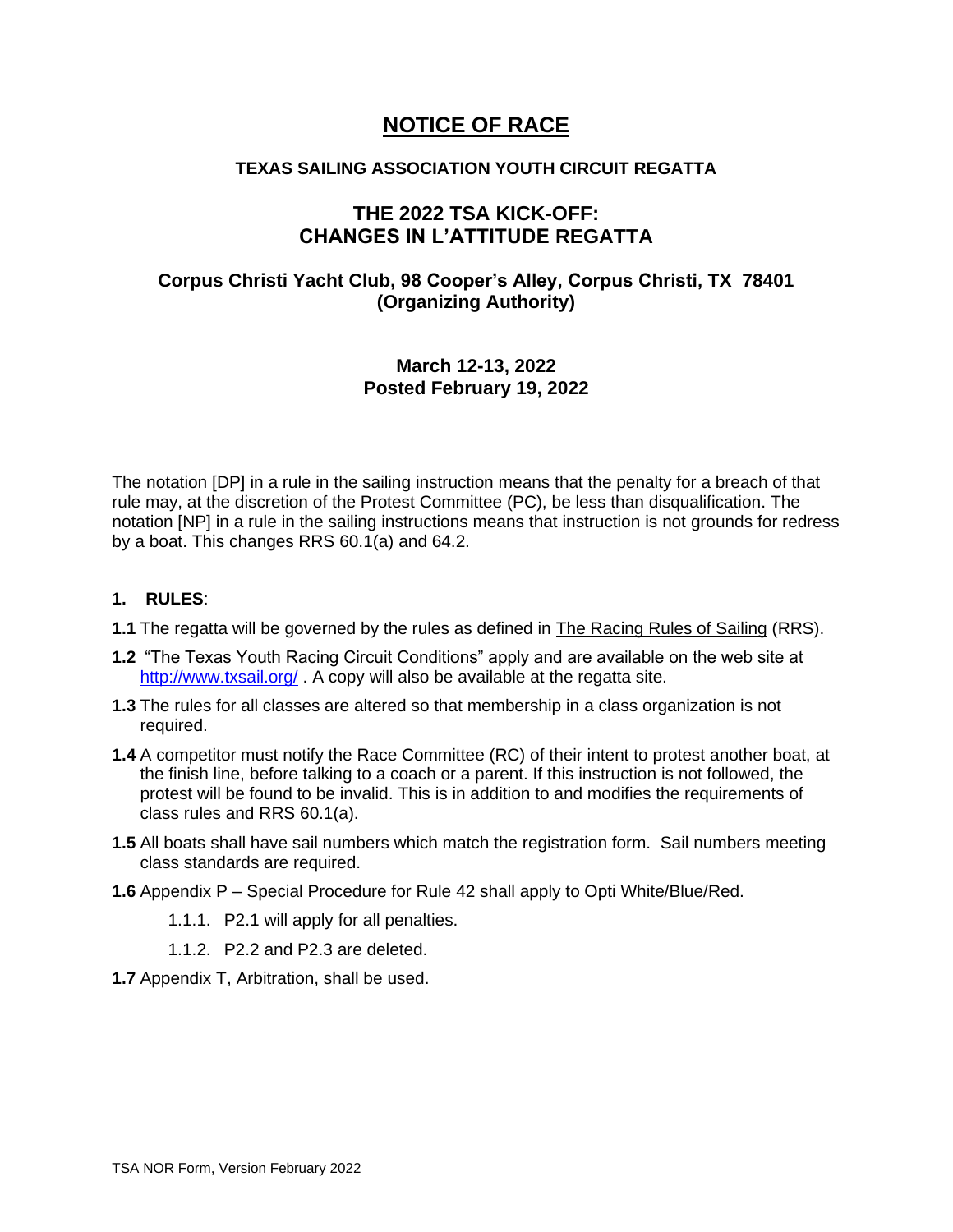# NOTICE OF RACE

**TEXAS SAILING ASSOCIATION YOUTH CIRCUIT REGATTA**

## THE 2022 TSA KICK-OFF: CHANGES IN L'ATTITUDE REGATTA

### Corpus Christi Yacht Club, 98 Cooper's Alley, Corpus Christi, TX 78401 (Organizing Authority)

**March 12-13, 2022**
**Posted February 19, 2022**

The notation [DP] in a rule in the sailing instruction means that the penalty for a breach of that rule may, at the discretion of the Protest Committee (PC), be less than disqualification. The notation [NP] in a rule in the sailing instructions means that instruction is not grounds for redress by a boat. This changes RRS 60.1(a) and 64.2.

**1. RULES**:

**1.1** The regatta will be governed by the rules as defined in The Racing Rules of Sailing (RRS).

**1.2** "The Texas Youth Racing Circuit Conditions" apply and are available on the web site at http://www.txsail.org/ . A copy will also be available at the regatta site.

**1.3** The rules for all classes are altered so that membership in a class organization is not required.

**1.4** A competitor must notify the Race Committee (RC) of their intent to protest another boat, at the finish line, before talking to a coach or a parent. If this instruction is not followed, the protest will be found to be invalid. This is in addition to and modifies the requirements of class rules and RRS 60.1(a).

**1.5** All boats shall have sail numbers which match the registration form. Sail numbers meeting class standards are required.

**1.6** Appendix P – Special Procedure for Rule 42 shall apply to Opti White/Blue/Red.

- 1.1.1. P2.1 will apply for all penalties.
- 1.1.2. P2.2 and P2.3 are deleted.

**1.7** Appendix T, Arbitration, shall be used.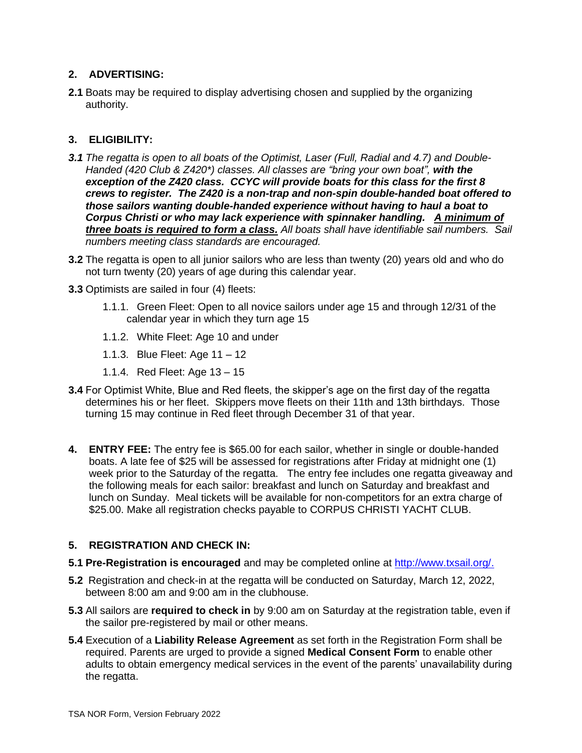## 2. ADVERTISING:

**2.1** Boats may be required to display advertising chosen and supplied by the organizing authority.

## 3. ELIGIBILITY:

***3.1*** *The regatta is open to all boats of the Optimist, Laser (Full, Radial and 4.7) and Double-Handed (420 Club & Z420\*) classes. All classes are "bring your own boat",* ***with the exception of the Z420 class. CCYC will provide boats for this class for the first 8 crews to register. The Z420 is a non-trap and non-spin double-handed boat offered to those sailors wanting double-handed experience without having to haul a boat to Corpus Christi or who may lack experience with spinnaker handling.*** ***<u>A minimum of three boats is required to form a class.</u>*** *All boats shall have identifiable sail numbers. Sail numbers meeting class standards are encouraged.*

**3.2** The regatta is open to all junior sailors who are less than twenty (20) years old and who do not turn twenty (20) years of age during this calendar year.

**3.3** Optimists are sailed in four (4) fleets:

- 1.1.1. Green Fleet: Open to all novice sailors under age 15 and through 12/31 of the calendar year in which they turn age 15
- 1.1.2. White Fleet: Age 10 and under
- 1.1.3. Blue Fleet: Age 11 – 12
- 1.1.4. Red Fleet: Age 13 – 15

**3.4** For Optimist White, Blue and Red fleets, the skipper's age on the first day of the regatta determines his or her fleet. Skippers move fleets on their 11th and 13th birthdays. Those turning 15 may continue in Red fleet through December 31 of that year.

**4. ENTRY FEE:** The entry fee is $65.00 for each sailor, whether in single or double-handed boats. A late fee of $25 will be assessed for registrations after Friday at midnight one (1) week prior to the Saturday of the regatta. The entry fee includes one regatta giveaway and the following meals for each sailor: breakfast and lunch on Saturday and breakfast and lunch on Sunday. Meal tickets will be available for non-competitors for an extra charge of $25.00. Make all registration checks payable to CORPUS CHRISTI YACHT CLUB.

## 5. REGISTRATION AND CHECK IN:

**5.1 Pre-Registration is encouraged** and may be completed online at [http://www.txsail.org/.](http://www.txsail.org/)

**5.2** Registration and check-in at the regatta will be conducted on Saturday, March 12, 2022, between 8:00 am and 9:00 am in the clubhouse.

**5.3** All sailors are **required to check in** by 9:00 am on Saturday at the registration table, even if the sailor pre-registered by mail or other means.

**5.4** Execution of a **Liability Release Agreement** as set forth in the Registration Form shall be required. Parents are urged to provide a signed **Medical Consent Form** to enable other adults to obtain emergency medical services in the event of the parents' unavailability during the regatta.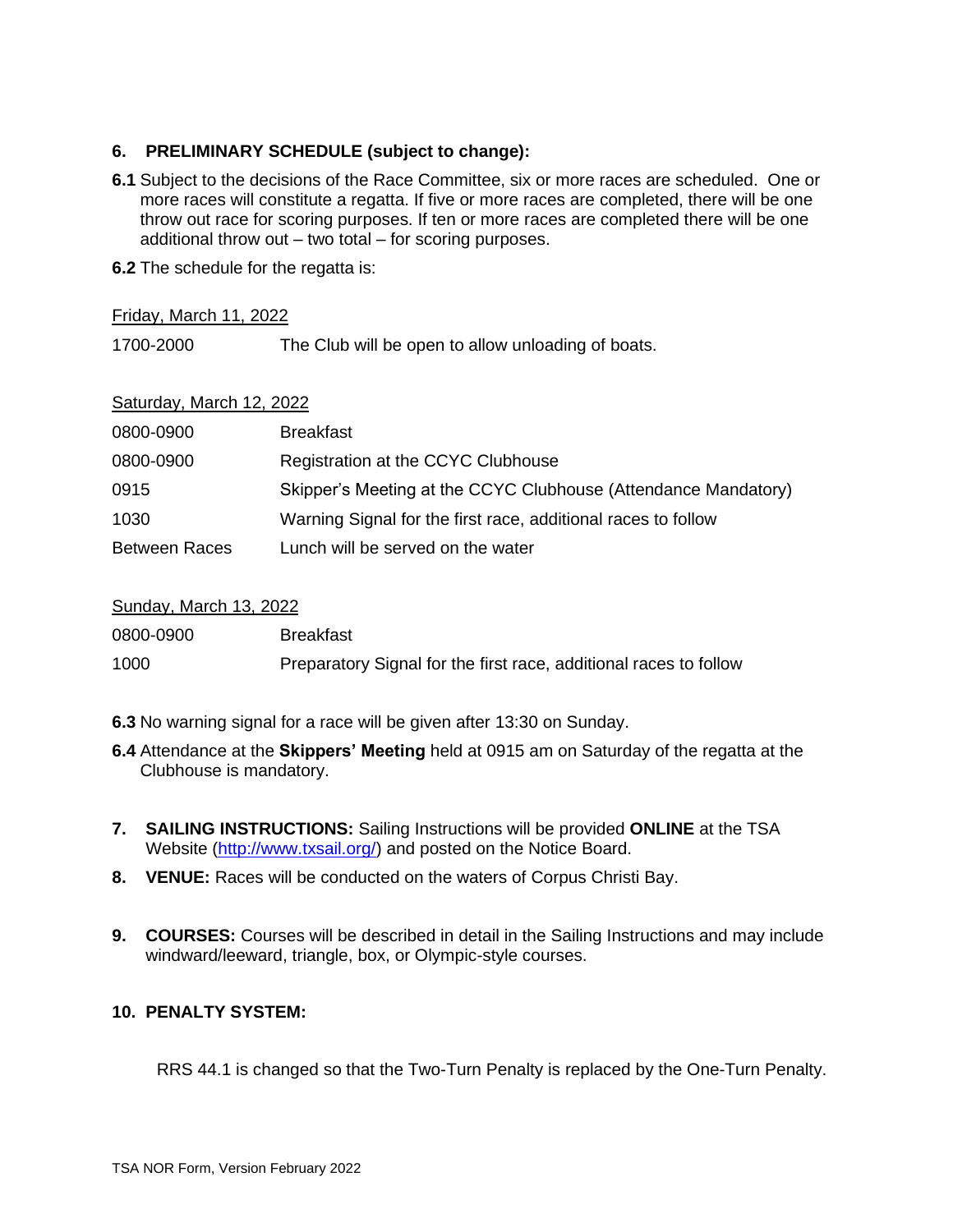## 6. PRELIMINARY SCHEDULE (subject to change):

**6.1** Subject to the decisions of the Race Committee, six or more races are scheduled. One or more races will constitute a regatta. If five or more races are completed, there will be one throw out race for scoring purposes. If ten or more races are completed there will be one additional throw out – two total – for scoring purposes.

**6.2** The schedule for the regatta is:

<u>Friday, March 11, 2022</u>

| | |
|---|---|
| 1700-2000 | The Club will be open to allow unloading of boats. |

<u>Saturday, March 12, 2022</u>

| | |
|---|---|
| 0800-0900 | Breakfast |
| 0800-0900 | Registration at the CCYC Clubhouse |
| 0915 | Skipper's Meeting at the CCYC Clubhouse (Attendance Mandatory) |
| 1030 | Warning Signal for the first race, additional races to follow |
| Between Races | Lunch will be served on the water |

<u>Sunday, March 13, 2022</u>

| | |
|---|---|
| 0800-0900 | Breakfast |
| 1000 | Preparatory Signal for the first race, additional races to follow |

**6.3** No warning signal for a race will be given after 13:30 on Sunday.

**6.4** Attendance at the **Skippers' Meeting** held at 0915 am on Saturday of the regatta at the Clubhouse is mandatory.

**7. SAILING INSTRUCTIONS:** Sailing Instructions will be provided **ONLINE** at the TSA Website (http://www.txsail.org/) and posted on the Notice Board.

**8. VENUE:** Races will be conducted on the waters of Corpus Christi Bay.

**9. COURSES:** Courses will be described in detail in the Sailing Instructions and may include windward/leeward, triangle, box, or Olympic-style courses.

## 10. PENALTY SYSTEM:

RRS 44.1 is changed so that the Two-Turn Penalty is replaced by the One-Turn Penalty.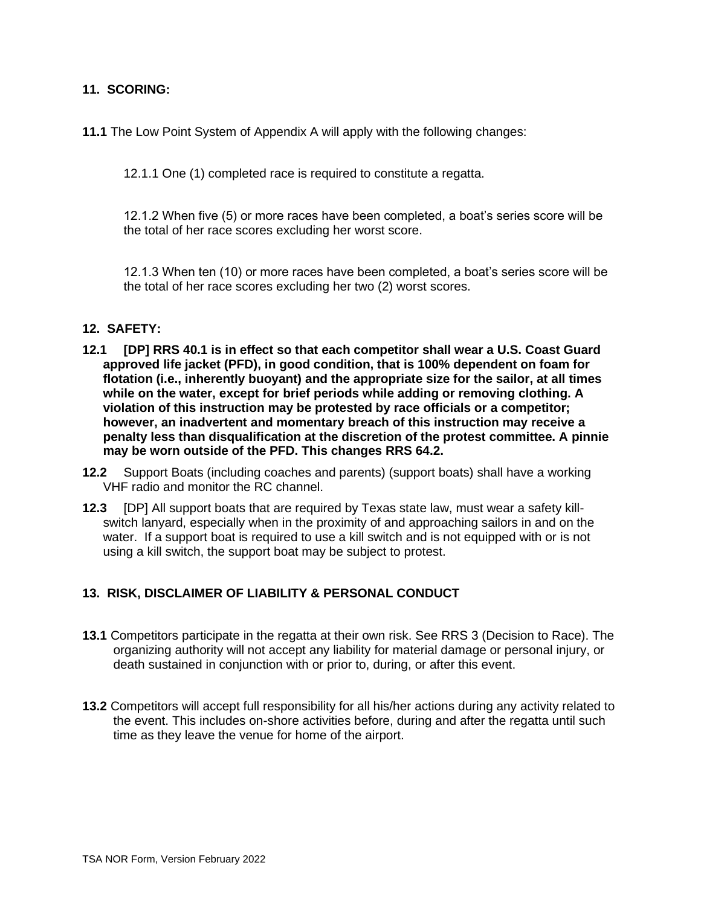## 11. SCORING:

**11.1** The Low Point System of Appendix A will apply with the following changes:

12.1.1 One (1) completed race is required to constitute a regatta.

12.1.2 When five (5) or more races have been completed, a boat's series score will be the total of her race scores excluding her worst score.

12.1.3 When ten (10) or more races have been completed, a boat's series score will be the total of her race scores excluding her two (2) worst scores.

## 12. SAFETY:

**12.1 [DP] RRS 40.1 is in effect so that each competitor shall wear a U.S. Coast Guard approved life jacket (PFD), in good condition, that is 100% dependent on foam for flotation (i.e., inherently buoyant) and the appropriate size for the sailor, at all times while on the water, except for brief periods while adding or removing clothing. A violation of this instruction may be protested by race officials or a competitor; however, an inadvertent and momentary breach of this instruction may receive a penalty less than disqualification at the discretion of the protest committee. A pinnie may be worn outside of the PFD. This changes RRS 64.2.**

**12.2** Support Boats (including coaches and parents) (support boats) shall have a working VHF radio and monitor the RC channel.

**12.3** [DP] All support boats that are required by Texas state law, must wear a safety kill-switch lanyard, especially when in the proximity of and approaching sailors in and on the water. If a support boat is required to use a kill switch and is not equipped with or is not using a kill switch, the support boat may be subject to protest.

## 13. RISK, DISCLAIMER OF LIABILITY & PERSONAL CONDUCT

**13.1** Competitors participate in the regatta at their own risk. See RRS 3 (Decision to Race). The organizing authority will not accept any liability for material damage or personal injury, or death sustained in conjunction with or prior to, during, or after this event.

**13.2** Competitors will accept full responsibility for all his/her actions during any activity related to the event. This includes on-shore activities before, during and after the regatta until such time as they leave the venue for home of the airport.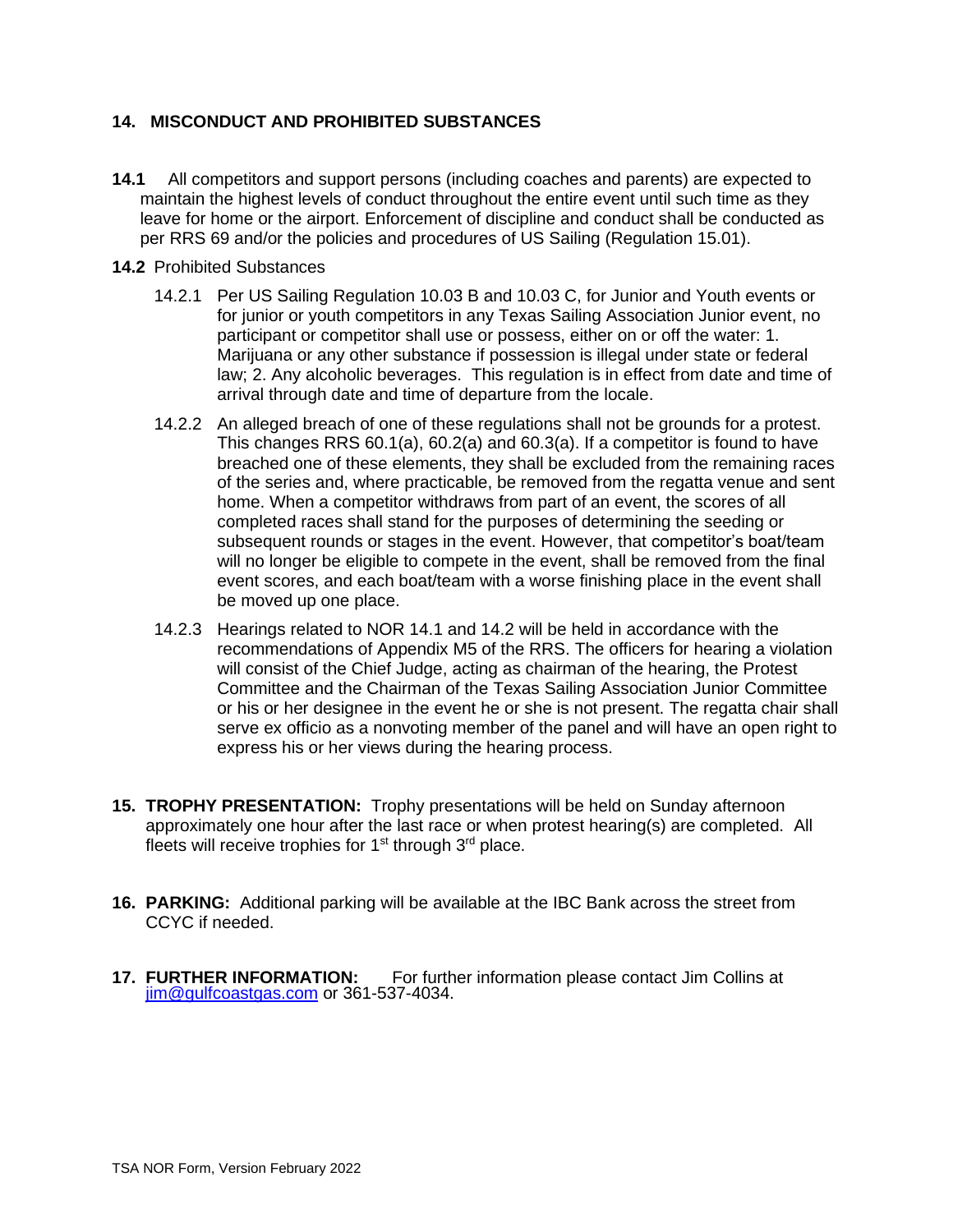## 14. MISCONDUCT AND PROHIBITED SUBSTANCES

**14.1** All competitors and support persons (including coaches and parents) are expected to maintain the highest levels of conduct throughout the entire event until such time as they leave for home or the airport. Enforcement of discipline and conduct shall be conducted as per RRS 69 and/or the policies and procedures of US Sailing (Regulation 15.01).

**14.2** Prohibited Substances

14.2.1 Per US Sailing Regulation 10.03 B and 10.03 C, for Junior and Youth events or for junior or youth competitors in any Texas Sailing Association Junior event, no participant or competitor shall use or possess, either on or off the water: 1. Marijuana or any other substance if possession is illegal under state or federal law; 2. Any alcoholic beverages. This regulation is in effect from date and time of arrival through date and time of departure from the locale.

14.2.2 An alleged breach of one of these regulations shall not be grounds for a protest. This changes RRS 60.1(a), 60.2(a) and 60.3(a). If a competitor is found to have breached one of these elements, they shall be excluded from the remaining races of the series and, where practicable, be removed from the regatta venue and sent home. When a competitor withdraws from part of an event, the scores of all completed races shall stand for the purposes of determining the seeding or subsequent rounds or stages in the event. However, that competitor's boat/team will no longer be eligible to compete in the event, shall be removed from the final event scores, and each boat/team with a worse finishing place in the event shall be moved up one place.

14.2.3 Hearings related to NOR 14.1 and 14.2 will be held in accordance with the recommendations of Appendix M5 of the RRS. The officers for hearing a violation will consist of the Chief Judge, acting as chairman of the hearing, the Protest Committee and the Chairman of the Texas Sailing Association Junior Committee or his or her designee in the event he or she is not present. The regatta chair shall serve ex officio as a nonvoting member of the panel and will have an open right to express his or her views during the hearing process.

**15. TROPHY PRESENTATION:** Trophy presentations will be held on Sunday afternoon approximately one hour after the last race or when protest hearing(s) are completed. All fleets will receive trophies for 1st through 3rd place.

**16. PARKING:** Additional parking will be available at the IBC Bank across the street from CCYC if needed.

**17. FURTHER INFORMATION:** For further information please contact Jim Collins at jim@gulfcoastgas.com or 361-537-4034.